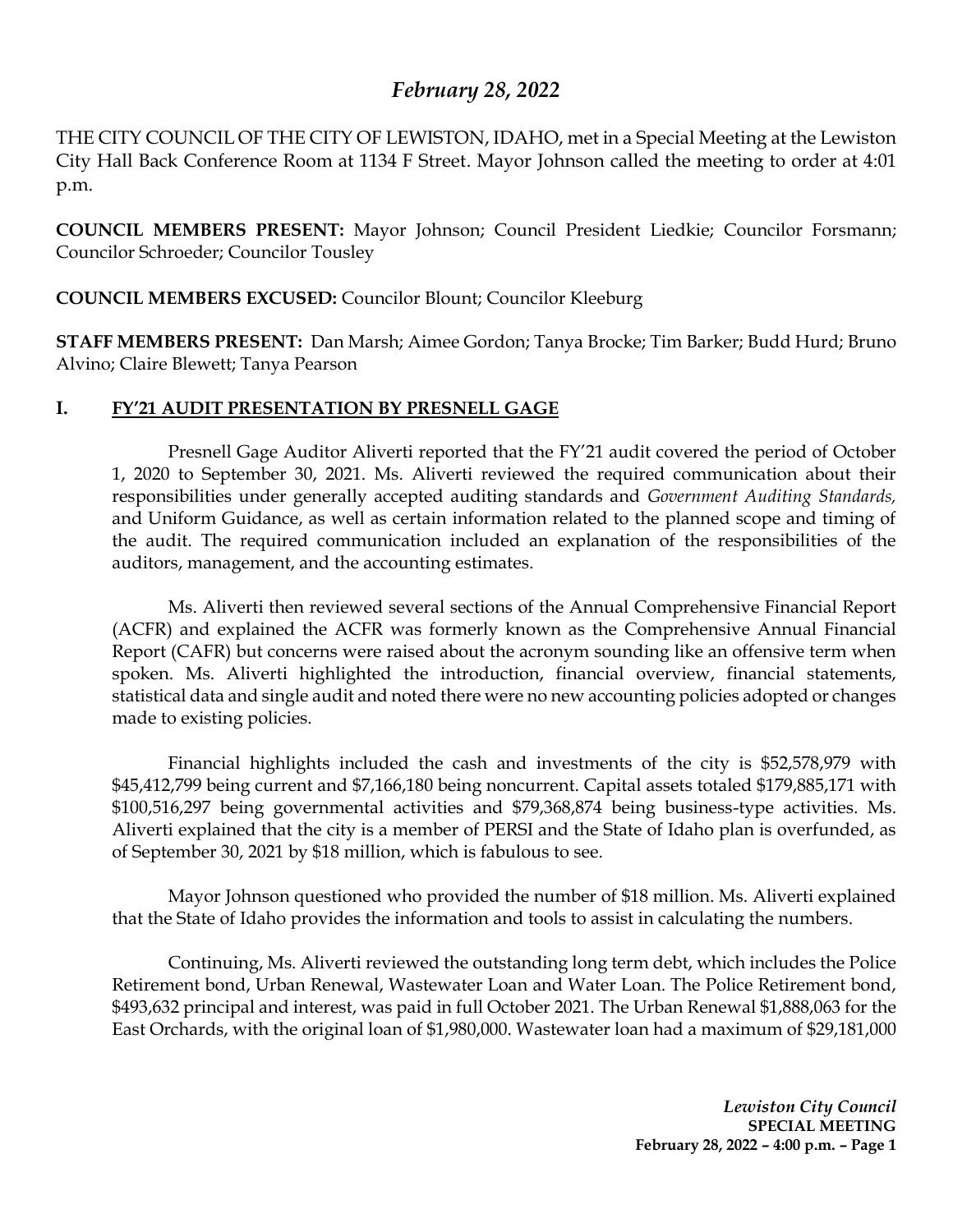# *February 28, 2022*

THE CITY COUNCIL OF THE CITY OF LEWISTON, IDAHO, met in a Special Meeting at the Lewiston City Hall Back Conference Room at 1134 F Street. Mayor Johnson called the meeting to order at 4:01 p.m.

**COUNCIL MEMBERS PRESENT:** Mayor Johnson; Council President Liedkie; Councilor Forsmann; Councilor Schroeder; Councilor Tousley

**COUNCIL MEMBERS EXCUSED:** Councilor Blount; Councilor Kleeburg

**STAFF MEMBERS PRESENT:** Dan Marsh; Aimee Gordon; Tanya Brocke; Tim Barker; Budd Hurd; Bruno Alvino; Claire Blewett; Tanya Pearson

## I. FY'21 AUDIT PRESENTATION BY PRESNELL GAGE

Presnell Gage Auditor Aliverti reported that the FY'21 audit covered the period of October 1, 2020 to September 30, 2021. Ms. Aliverti reviewed the required communication about their responsibilities under generally accepted auditing standards and *Government Auditing Standards,* and Uniform Guidance, as well as certain information related to the planned scope and timing of the audit. The required communication included an explanation of the responsibilities of the auditors, management, and the accounting estimates.

Ms. Aliverti then reviewed several sections of the Annual Comprehensive Financial Report (ACFR) and explained the ACFR was formerly known as the Comprehensive Annual Financial Report (CAFR) but concerns were raised about the acronym sounding like an offensive term when spoken. Ms. Aliverti highlighted the introduction, financial overview, financial statements, statistical data and single audit and noted there were no new accounting policies adopted or changes made to existing policies.

Financial highlights included the cash and investments of the city is $52,578,979 with $45,412,799 being current and $7,166,180 being noncurrent. Capital assets totaled $179,885,171 with $100,516,297 being governmental activities and $79,368,874 being business-type activities. Ms. Aliverti explained that the city is a member of PERSI and the State of Idaho plan is overfunded, as of September 30, 2021 by $18 million, which is fabulous to see.

Mayor Johnson questioned who provided the number of $18 million. Ms. Aliverti explained that the State of Idaho provides the information and tools to assist in calculating the numbers.

Continuing, Ms. Aliverti reviewed the outstanding long term debt, which includes the Police Retirement bond, Urban Renewal, Wastewater Loan and Water Loan. The Police Retirement bond, $493,632 principal and interest, was paid in full October 2021. The Urban Renewal $1,888,063 for the East Orchards, with the original loan of $1,980,000. Wastewater loan had a maximum of $29,181,000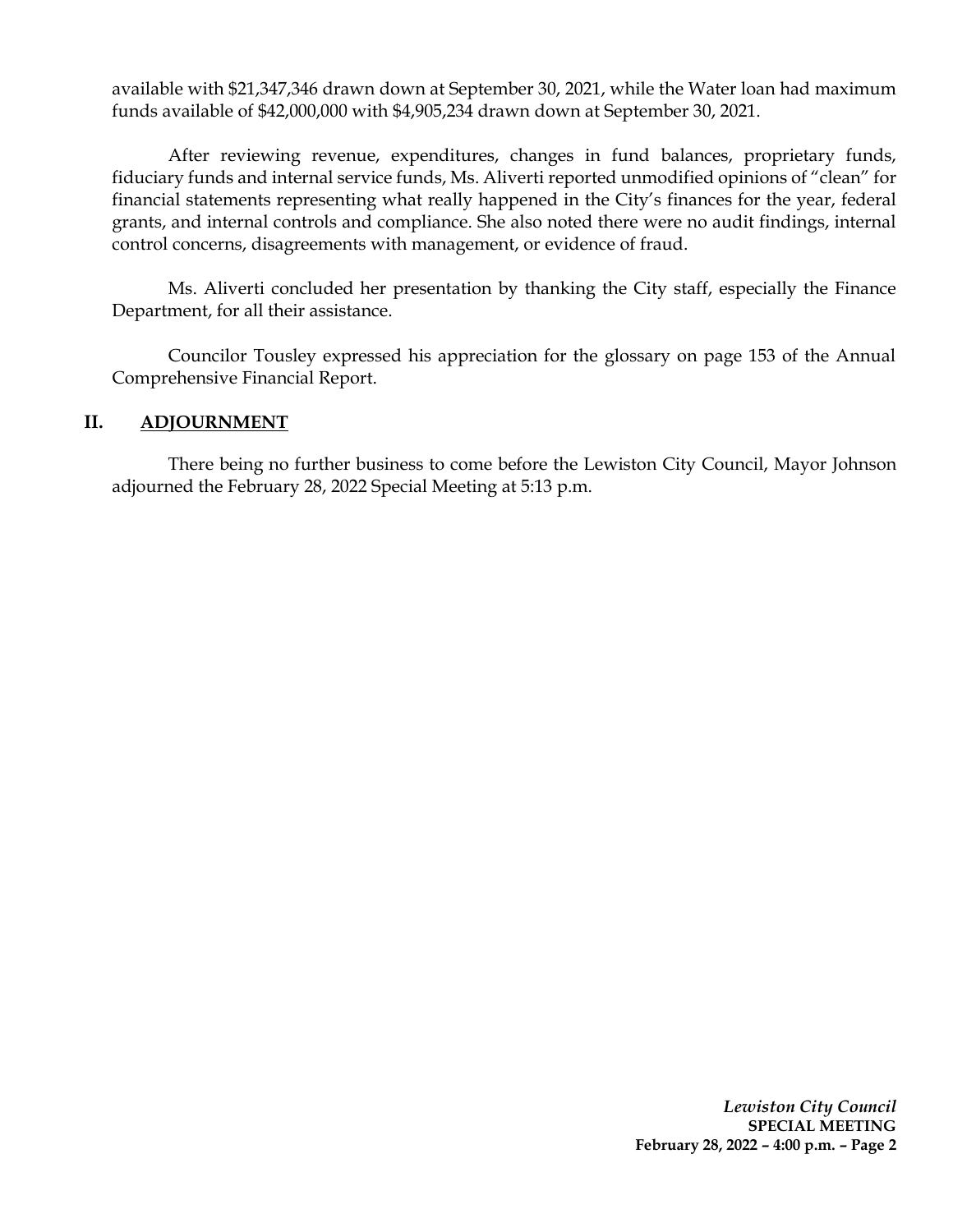available with $21,347,346 drawn down at September 30, 2021, while the Water loan had maximum funds available of $42,000,000 with $4,905,234 drawn down at September 30, 2021.

After reviewing revenue, expenditures, changes in fund balances, proprietary funds, fiduciary funds and internal service funds, Ms. Aliverti reported unmodified opinions of "clean" for financial statements representing what really happened in the City's finances for the year, federal grants, and internal controls and compliance. She also noted there were no audit findings, internal control concerns, disagreements with management, or evidence of fraud.

Ms. Aliverti concluded her presentation by thanking the City staff, especially the Finance Department, for all their assistance.

Councilor Tousley expressed his appreciation for the glossary on page 153 of the Annual Comprehensive Financial Report.

## II. ADJOURNMENT

There being no further business to come before the Lewiston City Council, Mayor Johnson adjourned the February 28, 2022 Special Meeting at 5:13 p.m.